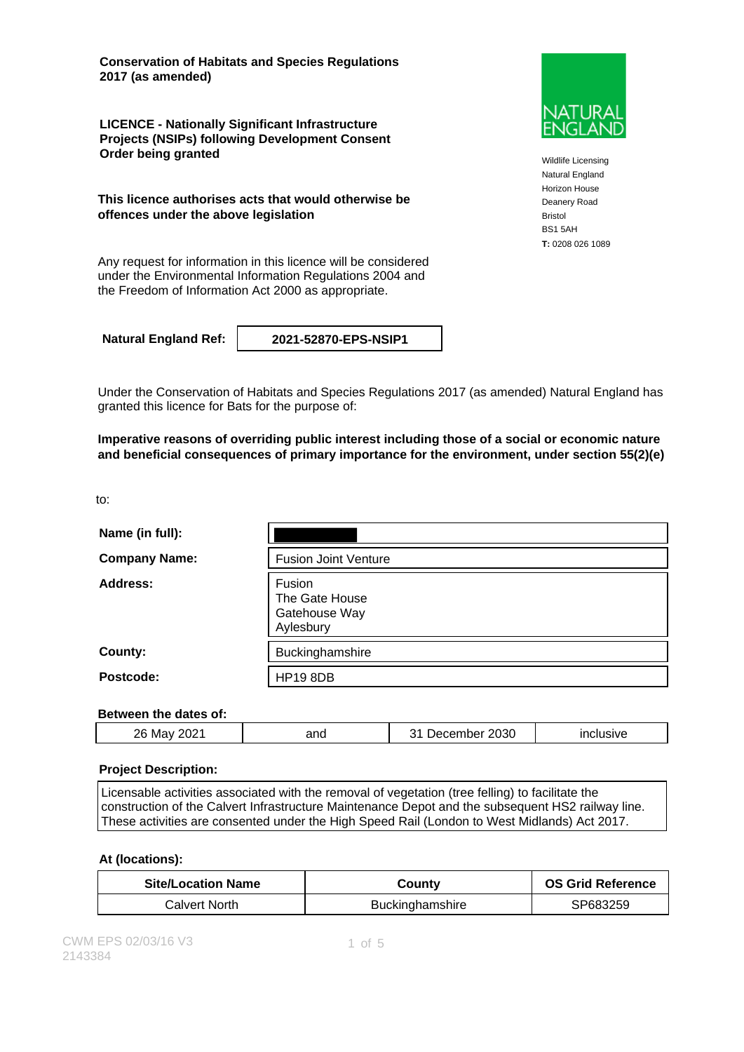**Conservation of Habitats and Species Regulations 2017 (as amended)**

**LICENCE - Nationally Significant Infrastructure Projects (NSIPs) following Development Consent Order being granted**

**This licence authorises acts that would otherwise be offences under the above legislation**

Any request for information in this licence will be considered under the Environmental Information Regulations 2004 and the Freedom of Information Act 2000 as appropriate.

NATURAL ENGLAND

Wildlife Licensing
Natural England
Horizon House
Deanery Road
Bristol
BS1 5AH
**T:** 0208 026 1089

| **Natural England Ref:** | **2021-52870-EPS-NSIP1** |
|---|---|

Under the Conservation of Habitats and Species Regulations 2017 (as amended) Natural England has granted this licence for Bats for the purpose of:

**Imperative reasons of overriding public interest including those of a social or economic nature and beneficial consequences of primary importance for the environment, under section 55(2)(e)**

to:

| | |
|---|---|
| **Name (in full):** | |
| **Company Name:** | Fusion Joint Venture |
| **Address:** | Fusion<br>The Gate House<br>Gatehouse Way<br>Aylesbury |
| **County:** | Buckinghamshire |
| **Postcode:** | HP19 8DB |

**Between the dates of:**

| 26 May 2021 | and | 31 December 2030 | inclusive |
|---|---|---|---|

**Project Description:**

Licensable activities associated with the removal of vegetation (tree felling) to facilitate the construction of the Calvert Infrastructure Maintenance Depot and the subsequent HS2 railway line. These activities are consented under the High Speed Rail (London to West Midlands) Act 2017.

**At (locations):**

| Site/Location Name | County | OS Grid Reference |
|---|---|---|
| Calvert North | Buckinghamshire | SP683259 |

CWM EPS 02/03/16 V3
2143384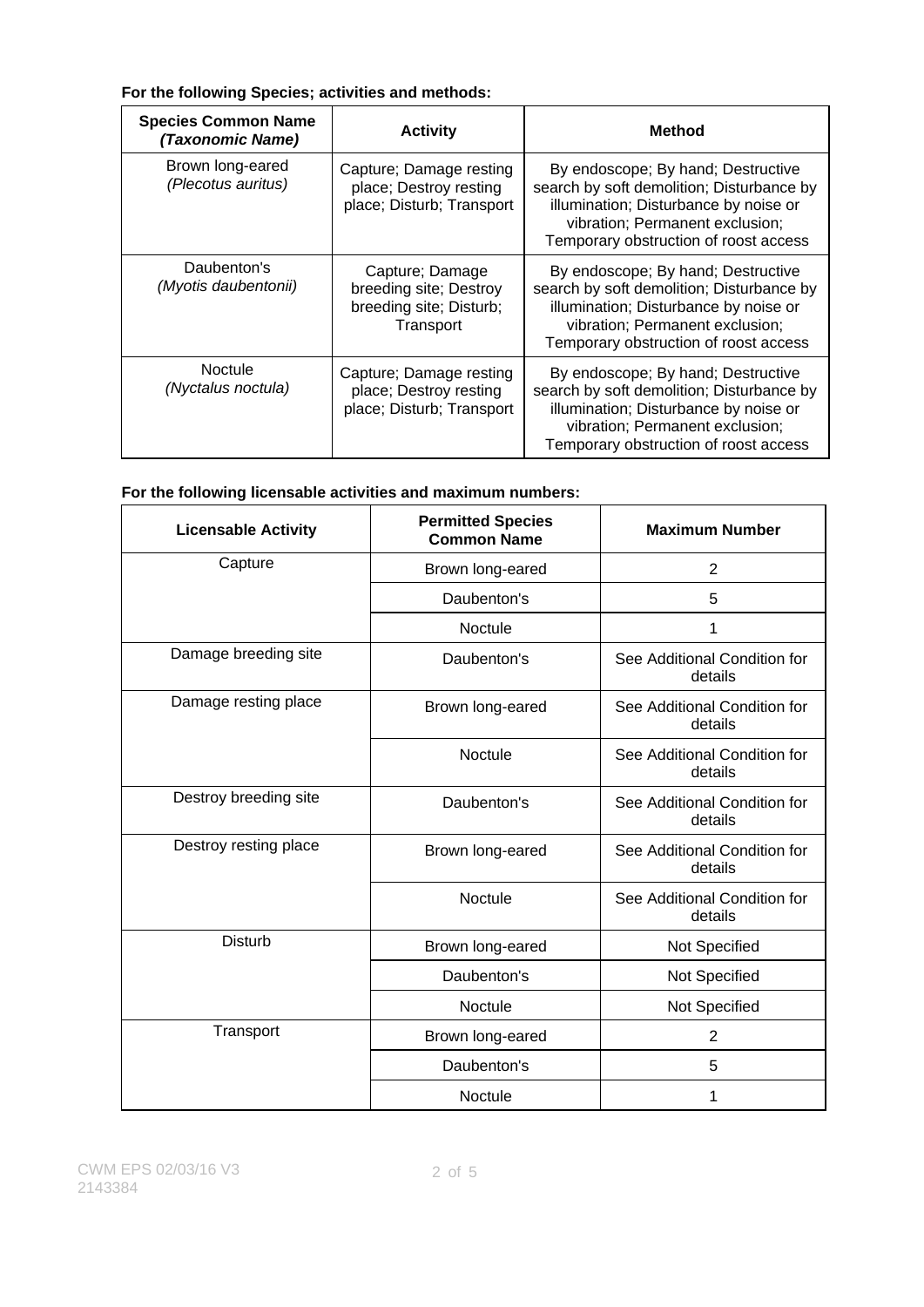**For the following Species; activities and methods:**

| Species Common Name *(Taxonomic Name)* | Activity | Method |
|---|---|---|
| Brown long-eared *(Plecotus auritus)* | Capture; Damage resting place; Destroy resting place; Disturb; Transport | By endoscope; By hand; Destructive search by soft demolition; Disturbance by illumination; Disturbance by noise or vibration; Permanent exclusion; Temporary obstruction of roost access |
| Daubenton's *(Myotis daubentonii)* | Capture; Damage breeding site; Destroy breeding site; Disturb; Transport | By endoscope; By hand; Destructive search by soft demolition; Disturbance by illumination; Disturbance by noise or vibration; Permanent exclusion; Temporary obstruction of roost access |
| Noctule *(Nyctalus noctula)* | Capture; Damage resting place; Destroy resting place; Disturb; Transport | By endoscope; By hand; Destructive search by soft demolition; Disturbance by illumination; Disturbance by noise or vibration; Permanent exclusion; Temporary obstruction of roost access |

**For the following licensable activities and maximum numbers:**

| Licensable Activity | Permitted Species Common Name | Maximum Number |
|---|---|---|
| Capture | Brown long-eared | 2 |
| | Daubenton's | 5 |
| | Noctule | 1 |
| Damage breeding site | Daubenton's | See Additional Condition for details |
| Damage resting place | Brown long-eared | See Additional Condition for details |
| | Noctule | See Additional Condition for details |
| Destroy breeding site | Daubenton's | See Additional Condition for details |
| Destroy resting place | Brown long-eared | See Additional Condition for details |
| | Noctule | See Additional Condition for details |
| Disturb | Brown long-eared | Not Specified |
| | Daubenton's | Not Specified |
| | Noctule | Not Specified |
| Transport | Brown long-eared | 2 |
| | Daubenton's | 5 |
| | Noctule | 1 |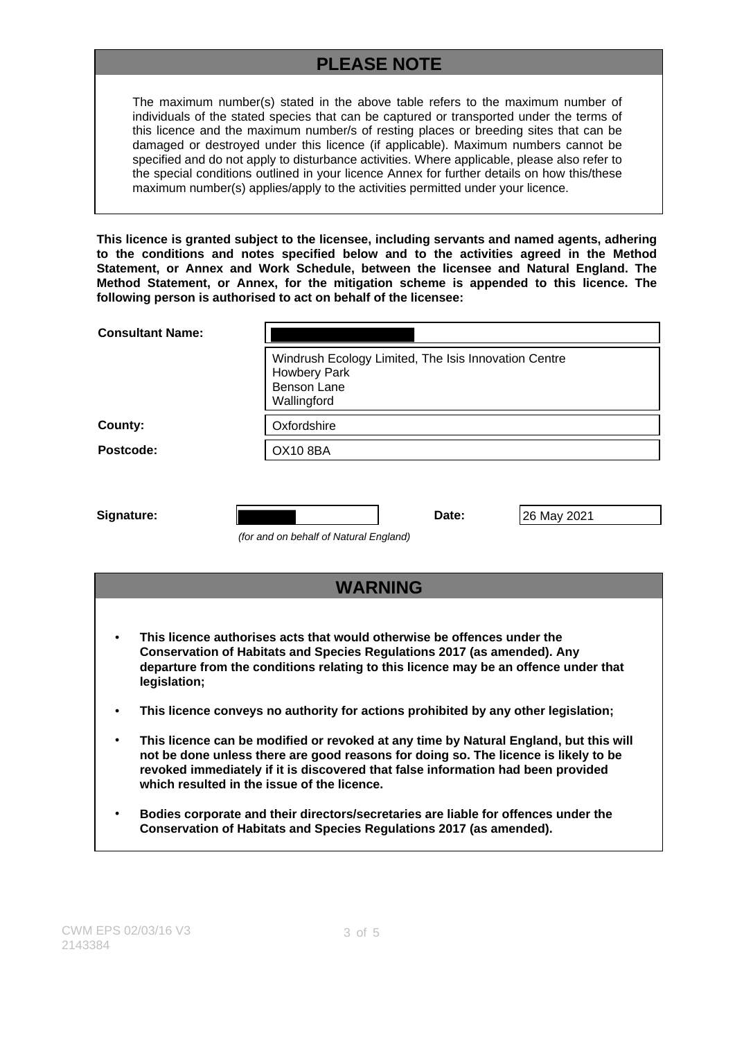## PLEASE NOTE

The maximum number(s) stated in the above table refers to the maximum number of individuals of the stated species that can be captured or transported under the terms of this licence and the maximum number/s of resting places or breeding sites that can be damaged or destroyed under this licence (if applicable). Maximum numbers cannot be specified and do not apply to disturbance activities. Where applicable, please also refer to the special conditions outlined in your licence Annex for further details on how this/these maximum number(s) applies/apply to the activities permitted under your licence.

**This licence is granted subject to the licensee, including servants and named agents, adhering to the conditions and notes specified below and to the activities agreed in the Method Statement, or Annex and Work Schedule, between the licensee and Natural England. The Method Statement, or Annex, for the mitigation scheme is appended to this licence. The following person is authorised to act on behalf of the licensee:**

| | |
|---|---|
| **Consultant Name:** | |
| | Windrush Ecology Limited, The Isis Innovation Centre<br>Howbery Park<br>Benson Lane<br>Wallingford |
| **County:** | Oxfordshire |
| **Postcode:** | OX10 8BA |

| | | | |
|---|---|---|---|
| **Signature:** | | **Date:** | 26 May 2021 |

*(for and on behalf of Natural England)*

## WARNING

- **This licence authorises acts that would otherwise be offences under the Conservation of Habitats and Species Regulations 2017 (as amended). Any departure from the conditions relating to this licence may be an offence under that legislation;**
- **This licence conveys no authority for actions prohibited by any other legislation;**
- **This licence can be modified or revoked at any time by Natural England, but this will not be done unless there are good reasons for doing so. The licence is likely to be revoked immediately if it is discovered that false information had been provided which resulted in the issue of the licence.**
- **Bodies corporate and their directors/secretaries are liable for offences under the Conservation of Habitats and Species Regulations 2017 (as amended).**

CWM EPS 02/03/16 V3
2143384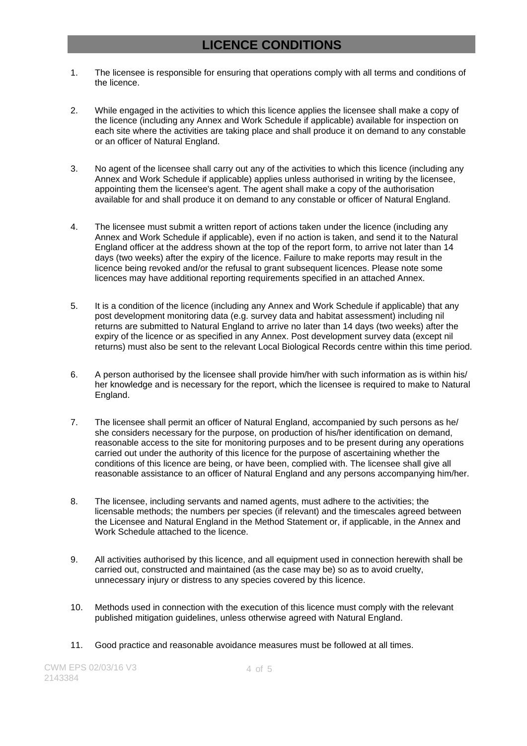# LICENCE CONDITIONS

1. The licensee is responsible for ensuring that operations comply with all terms and conditions of the licence.

2. While engaged in the activities to which this licence applies the licensee shall make a copy of the licence (including any Annex and Work Schedule if applicable) available for inspection on each site where the activities are taking place and shall produce it on demand to any constable or an officer of Natural England.

3. No agent of the licensee shall carry out any of the activities to which this licence (including any Annex and Work Schedule if applicable) applies unless authorised in writing by the licensee, appointing them the licensee's agent. The agent shall make a copy of the authorisation available for and shall produce it on demand to any constable or officer of Natural England.

4. The licensee must submit a written report of actions taken under the licence (including any Annex and Work Schedule if applicable), even if no action is taken, and send it to the Natural England officer at the address shown at the top of the report form, to arrive not later than 14 days (two weeks) after the expiry of the licence. Failure to make reports may result in the licence being revoked and/or the refusal to grant subsequent licences. Please note some licences may have additional reporting requirements specified in an attached Annex.

5. It is a condition of the licence (including any Annex and Work Schedule if applicable) that any post development monitoring data (e.g. survey data and habitat assessment) including nil returns are submitted to Natural England to arrive no later than 14 days (two weeks) after the expiry of the licence or as specified in any Annex. Post development survey data (except nil returns) must also be sent to the relevant Local Biological Records centre within this time period.

6. A person authorised by the licensee shall provide him/her with such information as is within his/her knowledge and is necessary for the report, which the licensee is required to make to Natural England.

7. The licensee shall permit an officer of Natural England, accompanied by such persons as he/she considers necessary for the purpose, on production of his/her identification on demand, reasonable access to the site for monitoring purposes and to be present during any operations carried out under the authority of this licence for the purpose of ascertaining whether the conditions of this licence are being, or have been, complied with. The licensee shall give all reasonable assistance to an officer of Natural England and any persons accompanying him/her.

8. The licensee, including servants and named agents, must adhere to the activities; the licensable methods; the numbers per species (if relevant) and the timescales agreed between the Licensee and Natural England in the Method Statement or, if applicable, in the Annex and Work Schedule attached to the licence.

9. All activities authorised by this licence, and all equipment used in connection herewith shall be carried out, constructed and maintained (as the case may be) so as to avoid cruelty, unnecessary injury or distress to any species covered by this licence.

10. Methods used in connection with the execution of this licence must comply with the relevant published mitigation guidelines, unless otherwise agreed with Natural England.

11. Good practice and reasonable avoidance measures must be followed at all times.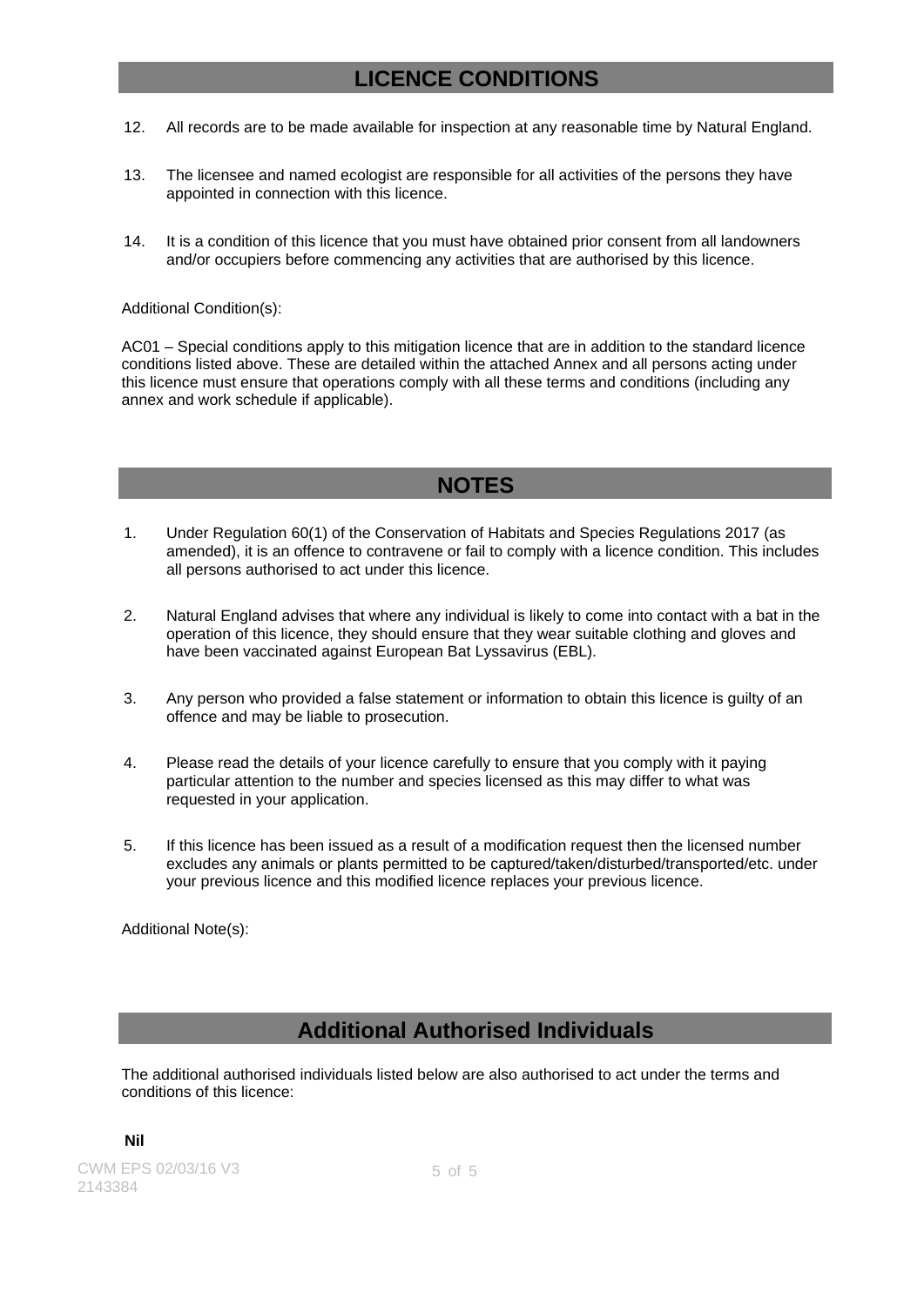## LICENCE CONDITIONS

12. All records are to be made available for inspection at any reasonable time by Natural England.

13. The licensee and named ecologist are responsible for all activities of the persons they have appointed in connection with this licence.

14. It is a condition of this licence that you must have obtained prior consent from all landowners and/or occupiers before commencing any activities that are authorised by this licence.

Additional Condition(s):

AC01 – Special conditions apply to this mitigation licence that are in addition to the standard licence conditions listed above. These are detailed within the attached Annex and all persons acting under this licence must ensure that operations comply with all these terms and conditions (including any annex and work schedule if applicable).

## NOTES

1. Under Regulation 60(1) of the Conservation of Habitats and Species Regulations 2017 (as amended), it is an offence to contravene or fail to comply with a licence condition. This includes all persons authorised to act under this licence.

2. Natural England advises that where any individual is likely to come into contact with a bat in the operation of this licence, they should ensure that they wear suitable clothing and gloves and have been vaccinated against European Bat Lyssavirus (EBL).

3. Any person who provided a false statement or information to obtain this licence is guilty of an offence and may be liable to prosecution.

4. Please read the details of your licence carefully to ensure that you comply with it paying particular attention to the number and species licensed as this may differ to what was requested in your application.

5. If this licence has been issued as a result of a modification request then the licensed number excludes any animals or plants permitted to be captured/taken/disturbed/transported/etc. under your previous licence and this modified licence replaces your previous licence.

Additional Note(s):

## Additional Authorised Individuals

The additional authorised individuals listed below are also authorised to act under the terms and conditions of this licence:

**Nil**

CWM EPS 02/03/16 V3
2143384